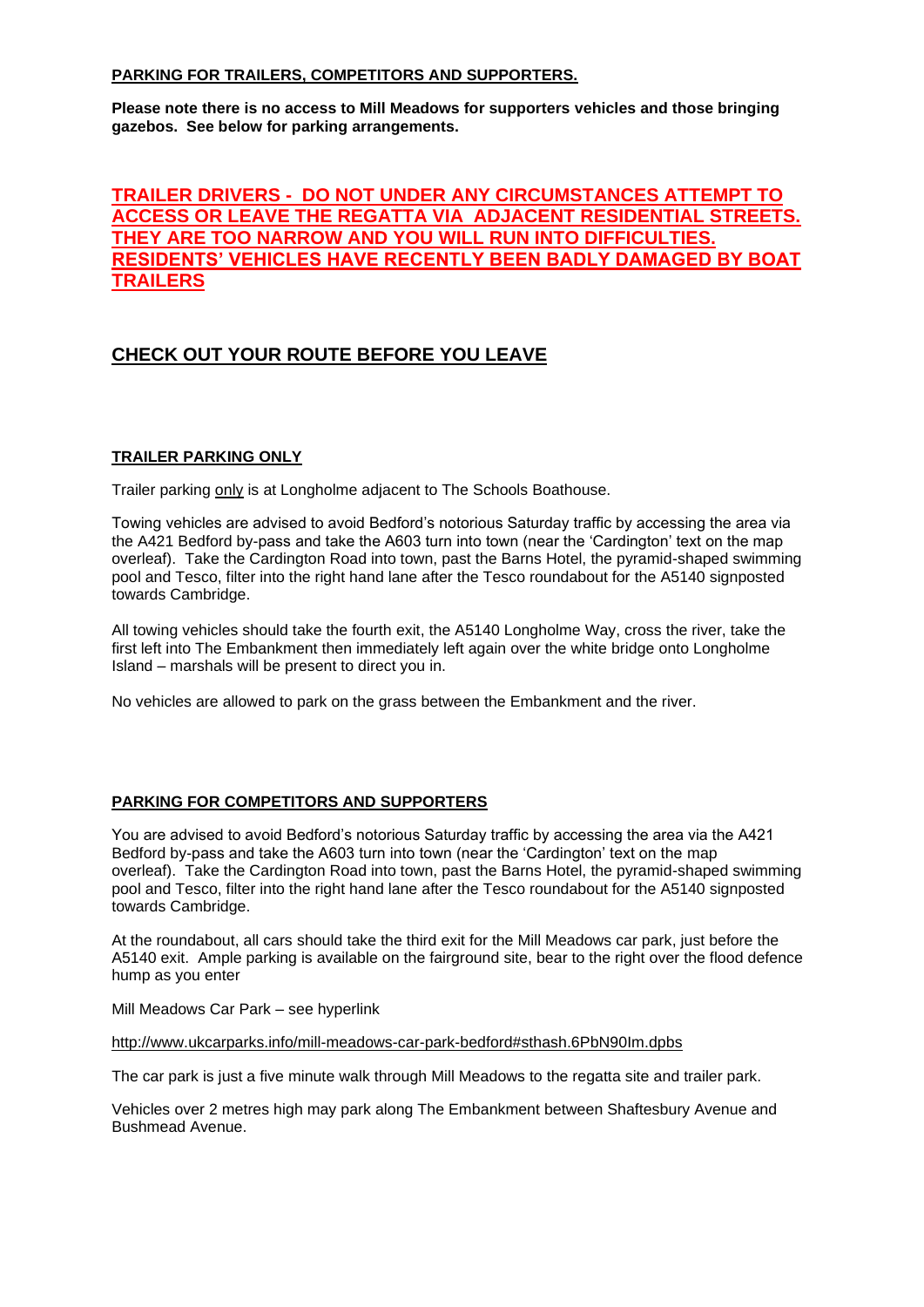**PARKING FOR TRAILERS, COMPETITORS AND SUPPORTERS.**

**Please note there is no access to Mill Meadows for supporters vehicles and those bringing gazebos. See below for parking arrangements.**

## TRAILER DRIVERS - DO NOT UNDER ANY CIRCUMSTANCES ATTEMPT TO ACCESS OR LEAVE THE REGATTA VIA ADJACENT RESIDENTIAL STREETS. THEY ARE TOO NARROW AND YOU WILL RUN INTO DIFFICULTIES. RESIDENTS' VEHICLES HAVE RECENTLY BEEN BADLY DAMAGED BY BOAT TRAILERS

## CHECK OUT YOUR ROUTE BEFORE YOU LEAVE

### TRAILER PARKING ONLY

Trailer parking only is at Longholme adjacent to The Schools Boathouse.

Towing vehicles are advised to avoid Bedford's notorious Saturday traffic by accessing the area via the A421 Bedford by-pass and take the A603 turn into town (near the 'Cardington' text on the map overleaf). Take the Cardington Road into town, past the Barns Hotel, the pyramid-shaped swimming pool and Tesco, filter into the right hand lane after the Tesco roundabout for the A5140 signposted towards Cambridge.

All towing vehicles should take the fourth exit, the A5140 Longholme Way, cross the river, take the first left into The Embankment then immediately left again over the white bridge onto Longholme Island – marshals will be present to direct you in.

No vehicles are allowed to park on the grass between the Embankment and the river.

### PARKING FOR COMPETITORS AND SUPPORTERS

You are advised to avoid Bedford's notorious Saturday traffic by accessing the area via the A421 Bedford by-pass and take the A603 turn into town (near the 'Cardington' text on the map overleaf). Take the Cardington Road into town, past the Barns Hotel, the pyramid-shaped swimming pool and Tesco, filter into the right hand lane after the Tesco roundabout for the A5140 signposted towards Cambridge.

At the roundabout, all cars should take the third exit for the Mill Meadows car park, just before the A5140 exit. Ample parking is available on the fairground site, bear to the right over the flood defence hump as you enter

Mill Meadows Car Park – see hyperlink

http://www.ukcarparks.info/mill-meadows-car-park-bedford#sthash.6PbN90Im.dpbs

The car park is just a five minute walk through Mill Meadows to the regatta site and trailer park.

Vehicles over 2 metres high may park along The Embankment between Shaftesbury Avenue and Bushmead Avenue.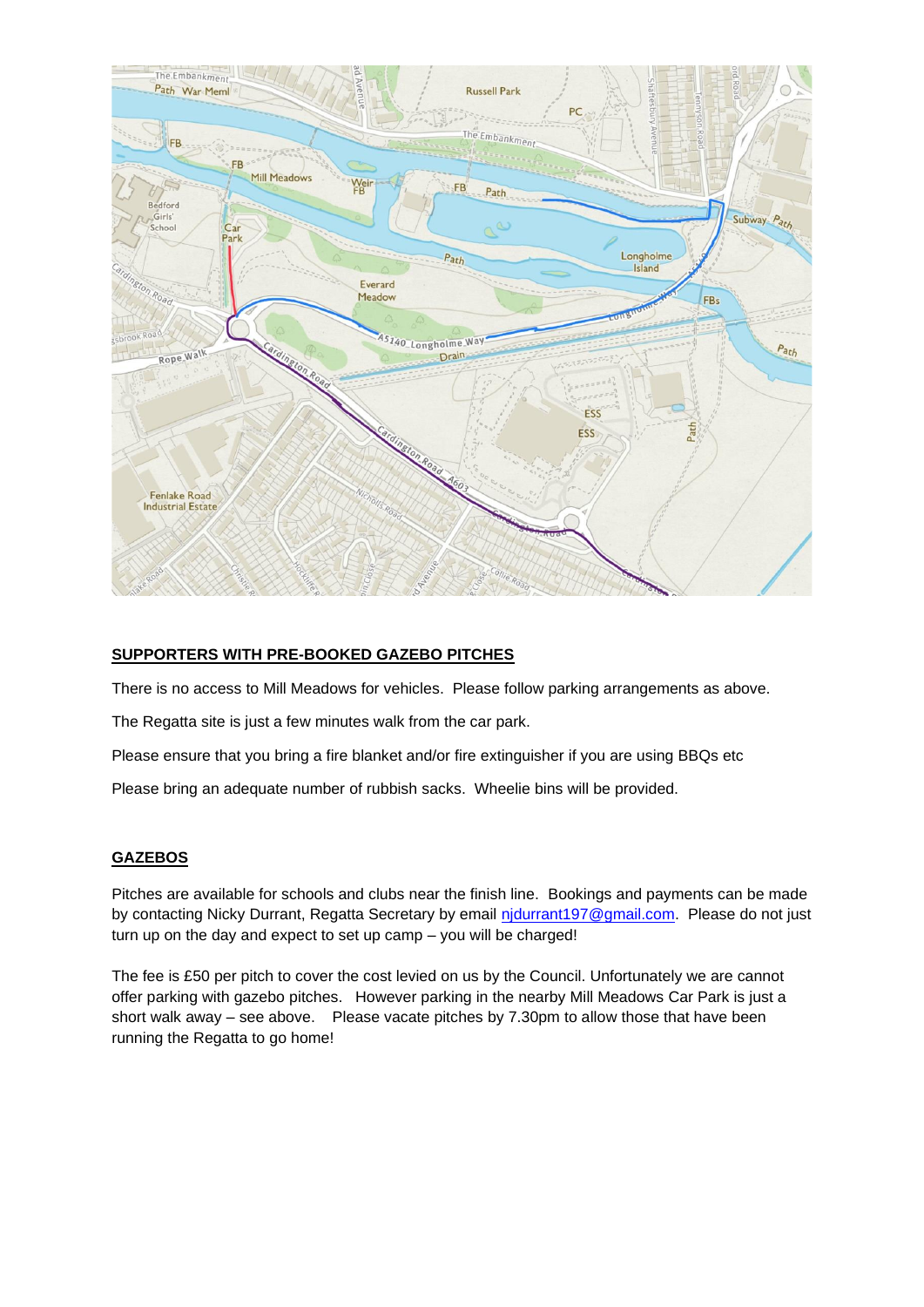## SUPPORTERS WITH PRE-BOOKED GAZEBO PITCHES

There is no access to Mill Meadows for vehicles. Please follow parking arrangements as above.

The Regatta site is just a few minutes walk from the car park.

Please ensure that you bring a fire blanket and/or fire extinguisher if you are using BBQs etc

Please bring an adequate number of rubbish sacks. Wheelie bins will be provided.

## GAZEBOS

Pitches are available for schools and clubs near the finish line. Bookings and payments can be made by contacting Nicky Durrant, Regatta Secretary by email njdurrant197@gmail.com. Please do not just turn up on the day and expect to set up camp – you will be charged!

The fee is £50 per pitch to cover the cost levied on us by the Council. Unfortunately we are cannot offer parking with gazebo pitches. However parking in the nearby Mill Meadows Car Park is just a short walk away – see above. Please vacate pitches by 7.30pm to allow those that have been running the Regatta to go home!